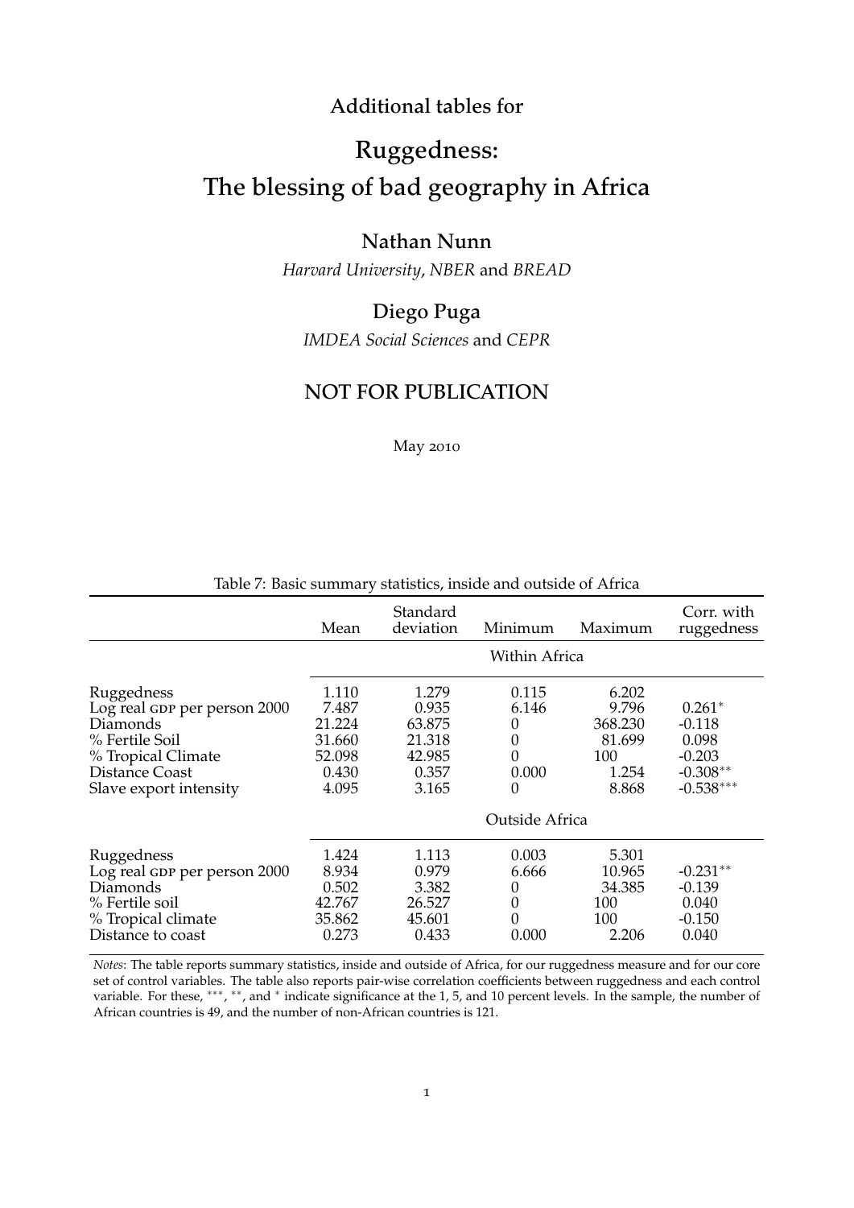Additional tables for

# Ruggedness: The blessing of bad geography in Africa

## Nathan Nunn

*Harvard University*, *NBER* and *BREAD*

## Diego Puga

*IMDEA Social Sciences* and *CEPR*

### NOT FOR PUBLICATION

May 2010

Table 7: Basic summary statistics, inside and outside of Africa

| | Mean | Standard deviation | Minimum | Maximum | Corr. with ruggedness |
|---|---|---|---|---|---|
| | Within Africa | | | | |
| Ruggedness | 1.110 | 1.279 | 0.115 | 6.202 | |
| Log real GDP per person 2000 | 7.487 | 0.935 | 6.146 | 9.796 | 0.261* |
| Diamonds | 21.224 | 63.875 | 0 | 368.230 | -0.118 |
| % Fertile Soil | 31.660 | 21.318 | 0 | 81.699 | 0.098 |
| % Tropical Climate | 52.098 | 42.985 | 0 | 100 | -0.203 |
| Distance Coast | 0.430 | 0.357 | 0.000 | 1.254 | -0.308** |
| Slave export intensity | 4.095 | 3.165 | 0 | 8.868 | -0.538*** |
| | Outside Africa | | | | |
| Ruggedness | 1.424 | 1.113 | 0.003 | 5.301 | |
| Log real GDP per person 2000 | 8.934 | 0.979 | 6.666 | 10.965 | -0.231** |
| Diamonds | 0.502 | 3.382 | 0 | 34.385 | -0.139 |
| % Fertile soil | 42.767 | 26.527 | 0 | 100 | 0.040 |
| % Tropical climate | 35.862 | 45.601 | 0 | 100 | -0.150 |
| Distance to coast | 0.273 | 0.433 | 0.000 | 2.206 | 0.040 |

*Notes*: The table reports summary statistics, inside and outside of Africa, for our ruggedness measure and for our core set of control variables. The table also reports pair-wise correlation coefficients between ruggedness and each control variable. For these, ***, **, and * indicate significance at the 1, 5, and 10 percent levels. In the sample, the number of African countries is 49, and the number of non-African countries is 121.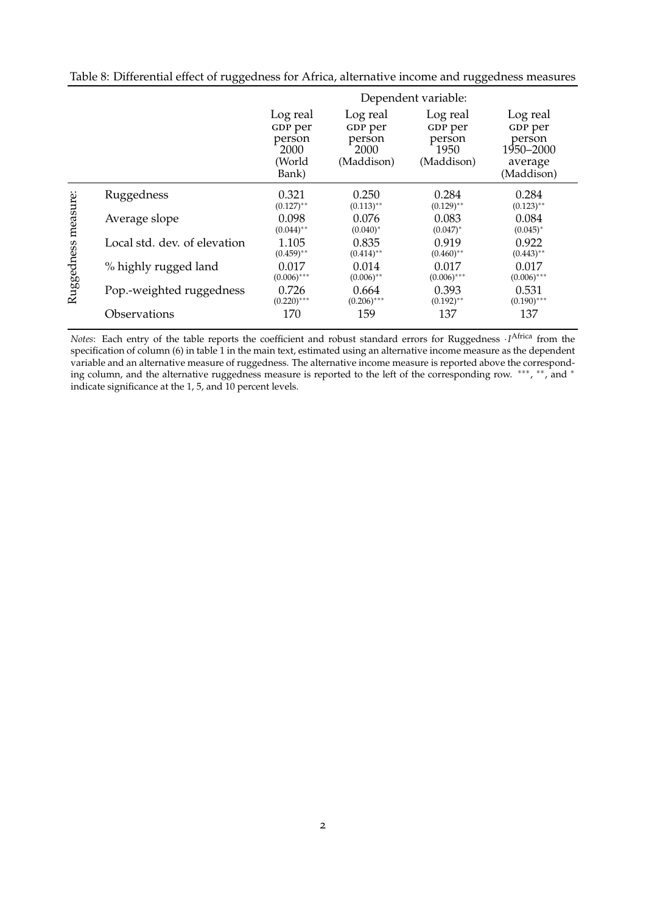Table 8: Differential effect of ruggedness for Africa, alternative income and ruggedness measures

| | | Dependent variable: | | | |
|---|---|---|---|---|---|
| | | Log real GDP per person 2000 (World Bank) | Log real GDP per person 2000 (Maddison) | Log real GDP per person 1950 (Maddison) | Log real GDP per person 1950–2000 average (Maddison) |
| Ruggedness measure: | Ruggedness | 0.321 (0.127)** | 0.250 (0.113)** | 0.284 (0.129)** | 0.284 (0.123)** |
| | Average slope | 0.098 (0.044)** | 0.076 (0.040)* | 0.083 (0.047)* | 0.084 (0.045)* |
| | Local std. dev. of elevation | 1.105 (0.459)** | 0.835 (0.414)** | 0.919 (0.460)** | 0.922 (0.443)** |
| | % highly rugged land | 0.017 (0.006)*** | 0.014 (0.006)** | 0.017 (0.006)*** | 0.017 (0.006)*** |
| | Pop.-weighted ruggedness | 0.726 (0.220)*** | 0.664 (0.206)*** | 0.393 (0.192)** | 0.531 (0.190)*** |
| | Observations | 170 | 159 | 137 | 137 |

*Notes*: Each entry of the table reports the coefficient and robust standard errors for Ruggedness $\cdot I^{\text{Africa}}$ from the specification of column (6) in table 1 in the main text, estimated using an alternative income measure as the dependent variable and an alternative measure of ruggedness. The alternative income measure is reported above the corresponding column, and the alternative ruggedness measure is reported to the left of the corresponding row. ***, **, and * indicate significance at the 1, 5, and 10 percent levels.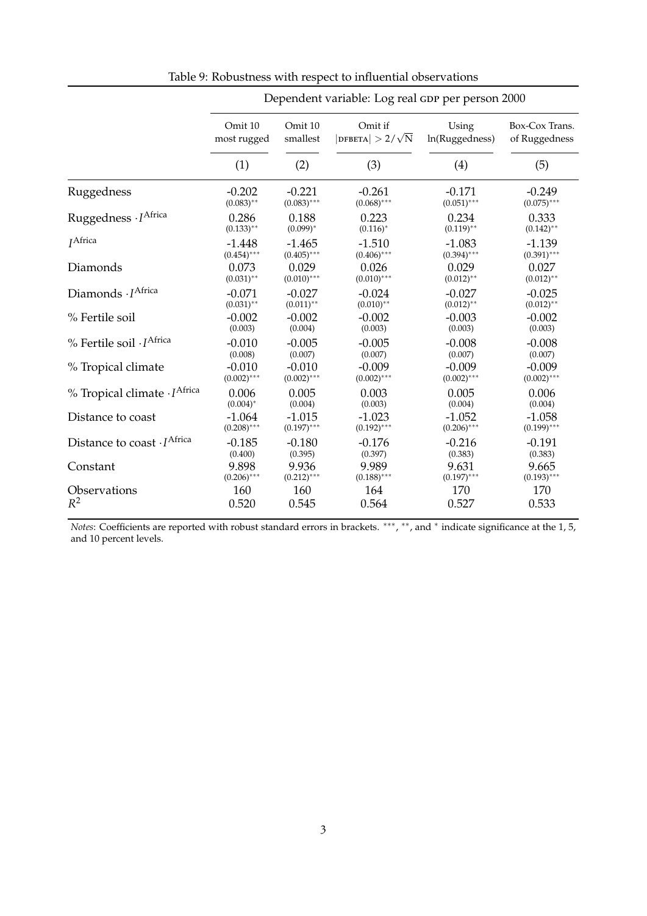Table 9: Robustness with respect to influential observations

| | Dependent variable: Log real GDP per person 2000 | | | | |
|---|---|---|---|---|---|
| | Omit 10 most rugged | Omit 10 smallest | Omit if $\lvert$DFBETA$\rvert > 2/\sqrt{N}$ | Using ln(Ruggedness) | Box-Cox Trans. of Ruggedness |
| | (1) | (2) | (3) | (4) | (5) |
| Ruggedness | -0.202 | -0.221 | -0.261 | -0.171 | -0.249 |
| | (0.083)** | (0.083)*** | (0.068)*** | (0.051)*** | (0.075)*** |
| Ruggedness $\cdot I^{\text{Africa}}$ | 0.286 | 0.188 | 0.223 | 0.234 | 0.333 |
| | (0.133)** | (0.099)* | (0.116)* | (0.119)** | (0.142)** |
| $I^{\text{Africa}}$ | -1.448 | -1.465 | -1.510 | -1.083 | -1.139 |
| | (0.454)*** | (0.405)*** | (0.406)*** | (0.394)*** | (0.391)*** |
| Diamonds | 0.073 | 0.029 | 0.026 | 0.029 | 0.027 |
| | (0.031)** | (0.010)*** | (0.010)*** | (0.012)** | (0.012)** |
| Diamonds $\cdot I^{\text{Africa}}$ | -0.071 | -0.027 | -0.024 | -0.027 | -0.025 |
| | (0.031)** | (0.011)** | (0.010)** | (0.012)** | (0.012)** |
| % Fertile soil | -0.002 | -0.002 | -0.002 | -0.003 | -0.002 |
| | (0.003) | (0.004) | (0.003) | (0.003) | (0.003) |
| % Fertile soil $\cdot I^{\text{Africa}}$ | -0.010 | -0.005 | -0.005 | -0.008 | -0.008 |
| | (0.008) | (0.007) | (0.007) | (0.007) | (0.007) |
| % Tropical climate | -0.010 | -0.010 | -0.009 | -0.009 | -0.009 |
| | (0.002)*** | (0.002)*** | (0.002)*** | (0.002)*** | (0.002)*** |
| % Tropical climate $\cdot I^{\text{Africa}}$ | 0.006 | 0.005 | 0.003 | 0.005 | 0.006 |
| | (0.004)* | (0.004) | (0.003) | (0.004) | (0.004) |
| Distance to coast | -1.064 | -1.015 | -1.023 | -1.052 | -1.058 |
| | (0.208)*** | (0.197)*** | (0.192)*** | (0.206)*** | (0.199)*** |
| Distance to coast $\cdot I^{\text{Africa}}$ | -0.185 | -0.180 | -0.176 | -0.216 | -0.191 |
| | (0.400) | (0.395) | (0.397) | (0.383) | (0.383) |
| Constant | 9.898 | 9.936 | 9.989 | 9.631 | 9.665 |
| | (0.206)*** | (0.212)*** | (0.188)*** | (0.197)*** | (0.193)*** |
| Observations | 160 | 160 | 164 | 170 | 170 |
| $R^2$ | 0.520 | 0.545 | 0.564 | 0.527 | 0.533 |

*Notes*: Coefficients are reported with robust standard errors in brackets. ***, **, and * indicate significance at the 1, 5, and 10 percent levels.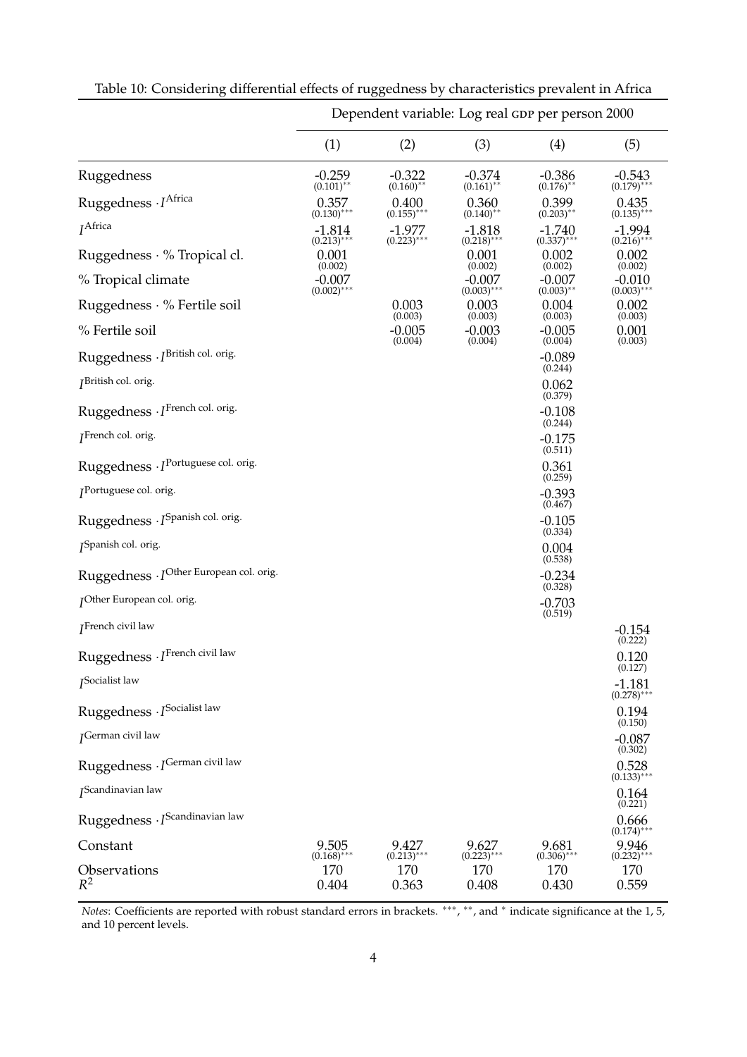Table 10: Considering differential effects of ruggedness by characteristics prevalent in Africa

| | Dependent variable: Log real GDP per person 2000 | | | | |
|---|---|---|---|---|---|
| | (1) | (2) | (3) | (4) | (5) |
| Ruggedness | -0.259 (0.101)** | -0.322 (0.160)** | -0.374 (0.161)** | -0.386 (0.176)** | -0.543 (0.179)*** |
| Ruggedness $\cdot I^{\text{Africa}}$ | 0.357 (0.130)*** | 0.400 (0.155)*** | 0.360 (0.140)** | 0.399 (0.203)** | 0.435 (0.135)*** |
| $I^{\text{Africa}}$ | -1.814 (0.213)*** | -1.977 (0.223)*** | -1.818 (0.218)*** | -1.740 (0.337)*** | -1.994 (0.216)*** |
| Ruggedness · % Tropical cl. | 0.001 (0.002) | | 0.001 (0.002) | 0.002 (0.002) | 0.002 (0.002) |
| % Tropical climate | -0.007 (0.002)*** | | -0.007 (0.003)*** | -0.007 (0.003)** | -0.010 (0.003)*** |
| Ruggedness · % Fertile soil | | 0.003 (0.003) | 0.003 (0.003) | 0.004 (0.003) | 0.002 (0.003) |
| % Fertile soil | | -0.005 (0.004) | -0.003 (0.004) | -0.005 (0.004) | 0.001 (0.003) |
| Ruggedness $\cdot I^{\text{British col. orig.}}$ | | | | -0.089 (0.244) | |
| $I^{\text{British col. orig.}}$ | | | | 0.062 (0.379) | |
| Ruggedness $\cdot I^{\text{French col. orig.}}$ | | | | -0.108 (0.244) | |
| $I^{\text{French col. orig.}}$ | | | | -0.175 (0.511) | |
| Ruggedness $\cdot I^{\text{Portuguese col. orig.}}$ | | | | 0.361 (0.259) | |
| $I^{\text{Portuguese col. orig.}}$ | | | | -0.393 (0.467) | |
| Ruggedness $\cdot I^{\text{Spanish col. orig.}}$ | | | | -0.105 (0.334) | |
| $I^{\text{Spanish col. orig.}}$ | | | | 0.004 (0.538) | |
| Ruggedness $\cdot I^{\text{Other European col. orig.}}$ | | | | -0.234 (0.328) | |
| $I^{\text{Other European col. orig.}}$ | | | | -0.703 (0.519) | |
| $I^{\text{French civil law}}$ | | | | | -0.154 (0.222) |
| Ruggedness $\cdot I^{\text{French civil law}}$ | | | | | 0.120 (0.127) |
| $I^{\text{Socialist law}}$ | | | | | -1.181 (0.278)*** |
| Ruggedness $\cdot I^{\text{Socialist law}}$ | | | | | 0.194 (0.150) |
| $I^{\text{German civil law}}$ | | | | | -0.087 (0.302) |
| Ruggedness $\cdot I^{\text{German civil law}}$ | | | | | 0.528 (0.133)*** |
| $I^{\text{Scandinavian law}}$ | | | | | 0.164 (0.221) |
| Ruggedness $\cdot I^{\text{Scandinavian law}}$ | | | | | 0.666 (0.174)*** |
| Constant | 9.505 (0.168)*** | 9.427 (0.213)*** | 9.627 (0.223)*** | 9.681 (0.306)*** | 9.946 (0.232)*** |
| Observations | 170 | 170 | 170 | 170 | 170 |
| $R^2$ | 0.404 | 0.363 | 0.408 | 0.430 | 0.559 |

*Notes*: Coefficients are reported with robust standard errors in brackets. ***, **, and * indicate significance at the 1, 5, and 10 percent levels.